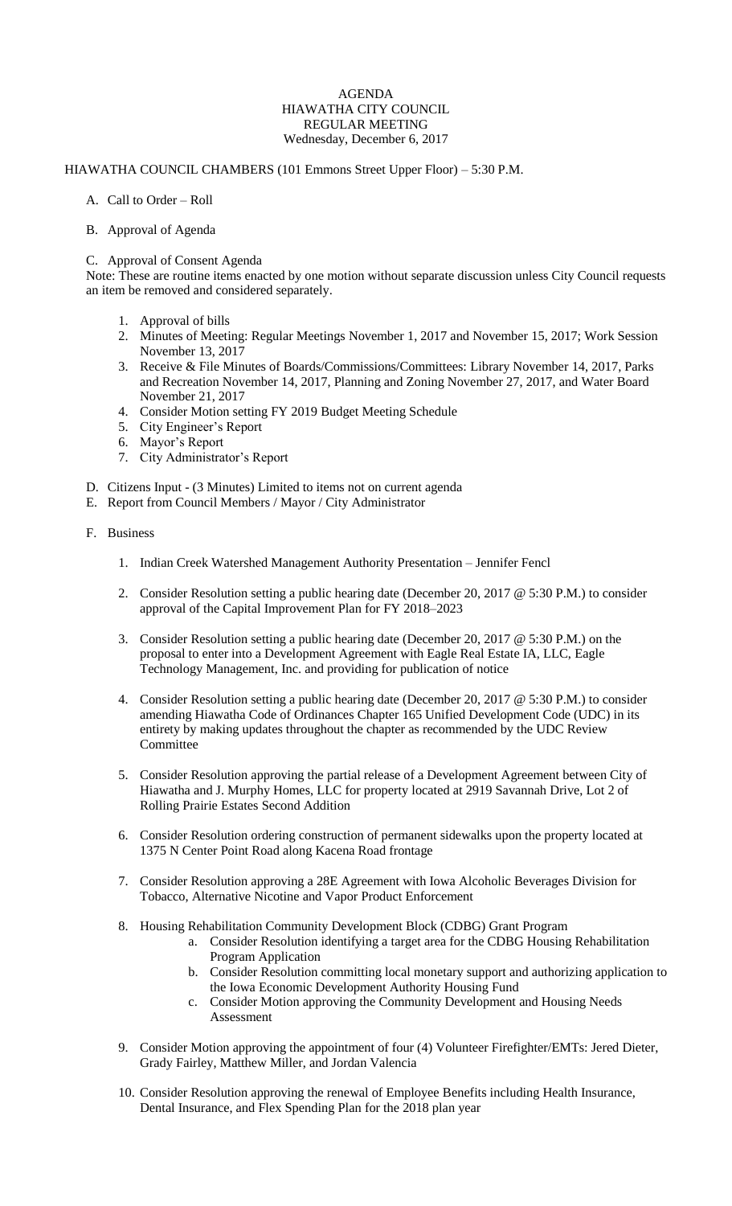# AGENDA
## HIAWATHA CITY COUNCIL
## REGULAR MEETING
### Wednesday, December 6, 2017

HIAWATHA COUNCIL CHAMBERS (101 Emmons Street Upper Floor) – 5:30 P.M.

A. Call to Order – Roll

B. Approval of Agenda

C. Approval of Consent Agenda

Note: These are routine items enacted by one motion without separate discussion unless City Council requests an item be removed and considered separately.

1. Approval of bills
2. Minutes of Meeting: Regular Meetings November 1, 2017 and November 15, 2017; Work Session November 13, 2017
3. Receive & File Minutes of Boards/Commissions/Committees: Library November 14, 2017, Parks and Recreation November 14, 2017, Planning and Zoning November 27, 2017, and Water Board November 21, 2017
4. Consider Motion setting FY 2019 Budget Meeting Schedule
5. City Engineer's Report
6. Mayor's Report
7. City Administrator's Report

D. Citizens Input - (3 Minutes) Limited to items not on current agenda

E. Report from Council Members / Mayor / City Administrator

F. Business

1. Indian Creek Watershed Management Authority Presentation – Jennifer Fencl

2. Consider Resolution setting a public hearing date (December 20, 2017 @ 5:30 P.M.) to consider approval of the Capital Improvement Plan for FY 2018–2023

3. Consider Resolution setting a public hearing date (December 20, 2017 @ 5:30 P.M.) on the proposal to enter into a Development Agreement with Eagle Real Estate IA, LLC, Eagle Technology Management, Inc. and providing for publication of notice

4. Consider Resolution setting a public hearing date (December 20, 2017 @ 5:30 P.M.) to consider amending Hiawatha Code of Ordinances Chapter 165 Unified Development Code (UDC) in its entirety by making updates throughout the chapter as recommended by the UDC Review Committee

5. Consider Resolution approving the partial release of a Development Agreement between City of Hiawatha and J. Murphy Homes, LLC for property located at 2919 Savannah Drive, Lot 2 of Rolling Prairie Estates Second Addition

6. Consider Resolution ordering construction of permanent sidewalks upon the property located at 1375 N Center Point Road along Kacena Road frontage

7. Consider Resolution approving a 28E Agreement with Iowa Alcoholic Beverages Division for Tobacco, Alternative Nicotine and Vapor Product Enforcement

8. Housing Rehabilitation Community Development Block (CDBG) Grant Program
   a. Consider Resolution identifying a target area for the CDBG Housing Rehabilitation Program Application
   b. Consider Resolution committing local monetary support and authorizing application to the Iowa Economic Development Authority Housing Fund
   c. Consider Motion approving the Community Development and Housing Needs Assessment

9. Consider Motion approving the appointment of four (4) Volunteer Firefighter/EMTs: Jered Dieter, Grady Fairley, Matthew Miller, and Jordan Valencia

10. Consider Resolution approving the renewal of Employee Benefits including Health Insurance, Dental Insurance, and Flex Spending Plan for the 2018 plan year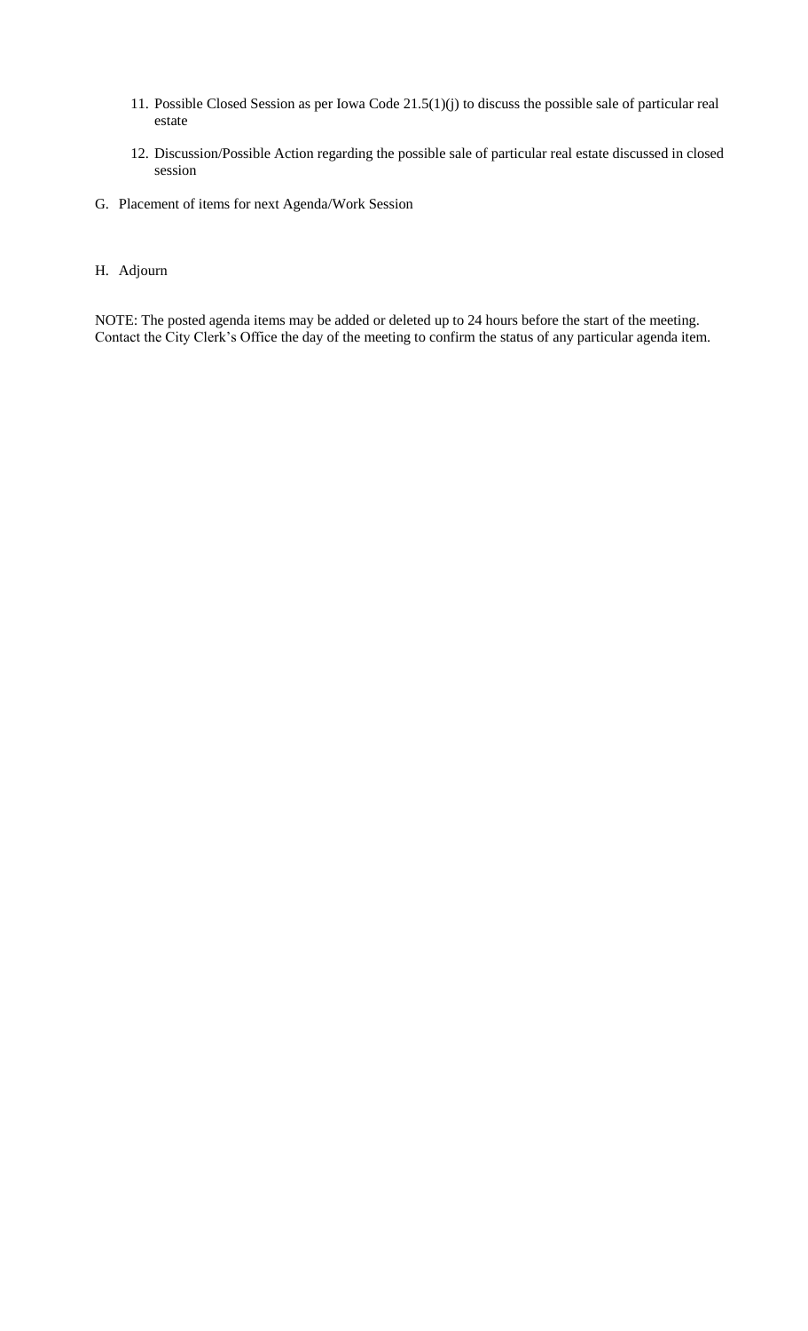11. Possible Closed Session as per Iowa Code 21.5(1)(j) to discuss the possible sale of particular real estate

12. Discussion/Possible Action regarding the possible sale of particular real estate discussed in closed session

G. Placement of items for next Agenda/Work Session

H. Adjourn

NOTE: The posted agenda items may be added or deleted up to 24 hours before the start of the meeting. Contact the City Clerk's Office the day of the meeting to confirm the status of any particular agenda item.